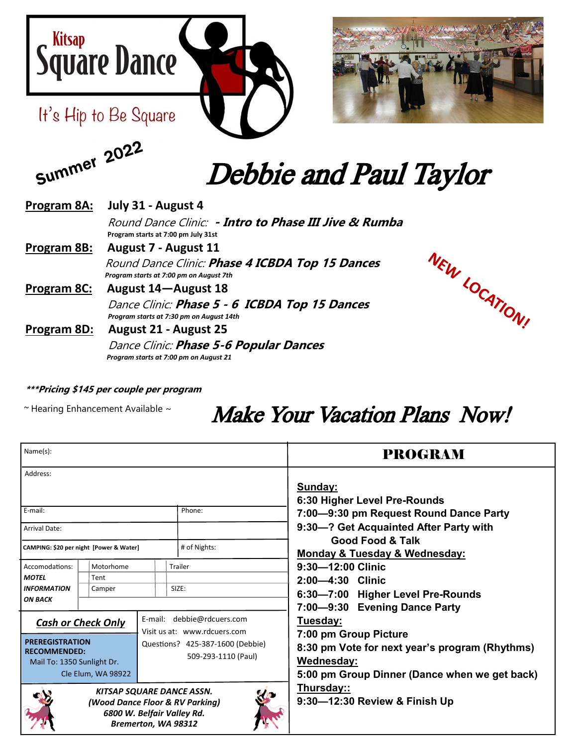# Kitsap Square Dance

It's Hip to Be Square

**Summer 2022**

# *Debbie and Paul Taylor*

**Program 8A:** **July 31 - August 4**

*Round Dance Clinic:* ***- Intro to Phase III Jive & Rumba***

**Program starts at 7:00 pm July 31st**

**Program 8B:** **August 7 - August 11**

*Round Dance Clinic:* ***Phase 4 ICBDA Top 15 Dances***

***Program starts at 7:00 pm on August 7th***

**Program 8C:** **August 14—August 18**

*Dance Clinic:* ***Phase 5 - 6 ICBDA Top 15 Dances***

***Program starts at 7:30 pm on August 14th***

**Program 8D:** **August 21 - August 25**

*Dance Clinic:* ***Phase 5-6 Popular Dances***

***Program starts at 7:00 pm on August 21***

**NEW LOCATION!**

***\*\*\*Pricing $145 per couple per program***

~ Hearing Enhancement Available ~

## *Make Your Vacation Plans Now!*

| | | | |
|---|---|---|---|
| Name(s): | | | |
| Address: | | | |
| E-mail: | | Phone: | |
| Arrival Date: | | | |
| **CAMPING: $20 per night [Power & Water]** | | # of Nights: | |
| Accomodations: ***MOTEL INFORMATION ON BACK*** | Motorhome | Trailer | |
| | Tent | | |
| | Camper | SIZE: | |

***Cash or Check Only***

**PREREGISTRATION RECOMMENDED:**
Mail To: 1350 Sunlight Dr.
Cle Elum, WA 98922

E-mail: debbie@rdcuers.com
Visit us at: www.rdcuers.com
Questions? 425-387-1600 (Debbie)
509-293-1110 (Paul)

***KITSAP SQUARE DANCE ASSN.***
***(Wood Dance Floor & RV Parking)***
***6800 W. Belfair Valley Rd.***
***Bremerton, WA 98312***

## PROGRAM

**Sunday:**
**6:30 Higher Level Pre-Rounds**
**7:00—9:30 pm Request Round Dance Party**
**9:30—? Get Acquainted After Party with Good Food & Talk**

**Monday & Tuesday & Wednesday:**
**9:30—12:00 Clinic**
**2:00—4:30 Clinic**
**6:30—7:00 Higher Level Pre-Rounds**
**7:00—9:30 Evening Dance Party**

**Tuesday:**
**7:00 pm Group Picture**
**8:30 pm Vote for next year's program (Rhythms)**

**Wednesday:**
**5:00 pm Group Dinner (Dance when we get back)**

**Thursday::**
**9:30—12:30 Review & Finish Up**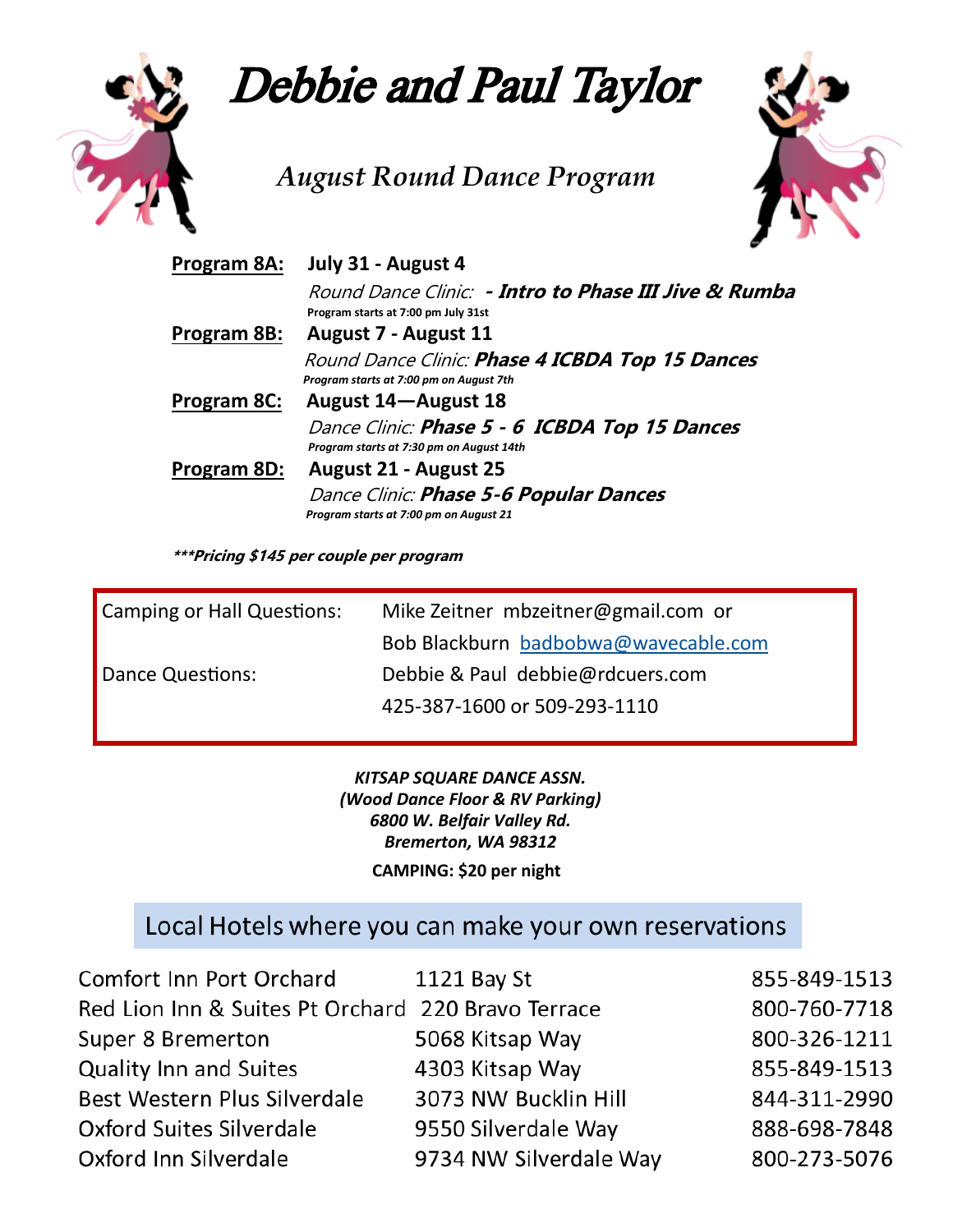# Debbie and Paul Taylor

## *August Round Dance Program*

**Program 8A:** **July 31 - August 4**

*Round Dance Clinic:* ***- Intro to Phase III Jive & Rumba***

**Program starts at 7:00 pm July 31st**

**Program 8B:** **August 7 - August 11**

*Round Dance Clinic:* ***Phase 4 ICBDA Top 15 Dances***

***Program starts at 7:00 pm on August 7th***

**Program 8C:** **August 14—August 18**

*Dance Clinic:* ***Phase 5 - 6 ICBDA Top 15 Dances***

***Program starts at 7:30 pm on August 14th***

**Program 8D:** **August 21 - August 25**

*Dance Clinic:* ***Phase 5-6 Popular Dances***

***Program starts at 7:00 pm on August 21***

***\*\*\*Pricing $145 per couple per program***

| | |
|---|---|
| Camping or Hall Questions: | Mike Zeitner mbzeitner@gmail.com or |
| | Bob Blackburn badbobwa@wavecable.com |
| Dance Questions: | Debbie & Paul debbie@rdcuers.com |
| | 425-387-1600 or 509-293-1110 |

***KITSAP SQUARE DANCE ASSN.***
***(Wood Dance Floor & RV Parking)***
***6800 W. Belfair Valley Rd.***
***Bremerton, WA 98312***

**CAMPING: $20 per night**

## Local Hotels where you can make your own reservations

| | | |
|---|---|---|
| Comfort Inn Port Orchard | 1121 Bay St | 855-849-1513 |
| Red Lion Inn & Suites Pt Orchard | 220 Bravo Terrace | 800-760-7718 |
| Super 8 Bremerton | 5068 Kitsap Way | 800-326-1211 |
| Quality Inn and Suites | 4303 Kitsap Way | 855-849-1513 |
| Best Western Plus Silverdale | 3073 NW Bucklin Hill | 844-311-2990 |
| Oxford Suites Silverdale | 9550 Silverdale Way | 888-698-7848 |
| Oxford Inn Silverdale | 9734 NW Silverdale Way | 800-273-5076 |